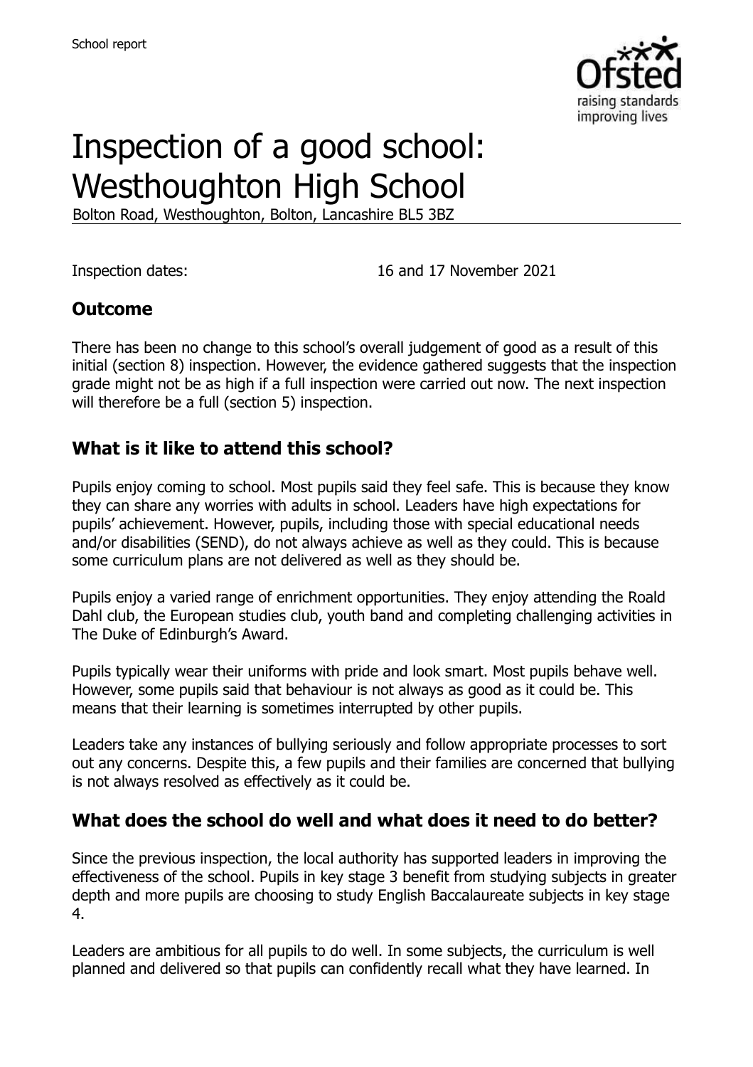# Inspection of a good school: Westhoughton High School

Bolton Road, Westhoughton, Bolton, Lancashire BL5 3BZ

Inspection dates: 16 and 17 November 2021

## Outcome

There has been no change to this school's overall judgement of good as a result of this initial (section 8) inspection. However, the evidence gathered suggests that the inspection grade might not be as high if a full inspection were carried out now. The next inspection will therefore be a full (section 5) inspection.

## What is it like to attend this school?

Pupils enjoy coming to school. Most pupils said they feel safe. This is because they know they can share any worries with adults in school. Leaders have high expectations for pupils' achievement. However, pupils, including those with special educational needs and/or disabilities (SEND), do not always achieve as well as they could. This is because some curriculum plans are not delivered as well as they should be.

Pupils enjoy a varied range of enrichment opportunities. They enjoy attending the Roald Dahl club, the European studies club, youth band and completing challenging activities in The Duke of Edinburgh's Award.

Pupils typically wear their uniforms with pride and look smart. Most pupils behave well. However, some pupils said that behaviour is not always as good as it could be. This means that their learning is sometimes interrupted by other pupils.

Leaders take any instances of bullying seriously and follow appropriate processes to sort out any concerns. Despite this, a few pupils and their families are concerned that bullying is not always resolved as effectively as it could be.

## What does the school do well and what does it need to do better?

Since the previous inspection, the local authority has supported leaders in improving the effectiveness of the school. Pupils in key stage 3 benefit from studying subjects in greater depth and more pupils are choosing to study English Baccalaureate subjects in key stage 4.

Leaders are ambitious for all pupils to do well. In some subjects, the curriculum is well planned and delivered so that pupils can confidently recall what they have learned. In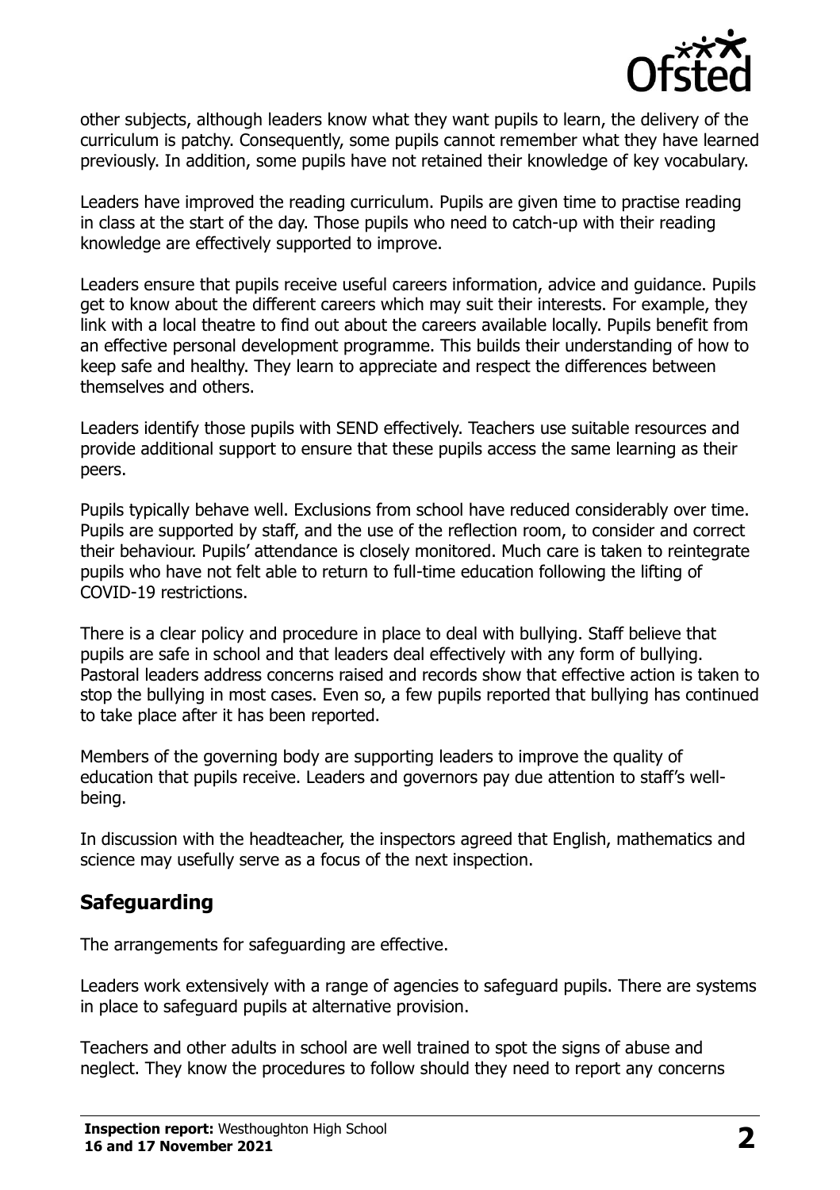other subjects, although leaders know what they want pupils to learn, the delivery of the curriculum is patchy. Consequently, some pupils cannot remember what they have learned previously. In addition, some pupils have not retained their knowledge of key vocabulary.

Leaders have improved the reading curriculum. Pupils are given time to practise reading in class at the start of the day. Those pupils who need to catch-up with their reading knowledge are effectively supported to improve.

Leaders ensure that pupils receive useful careers information, advice and guidance. Pupils get to know about the different careers which may suit their interests. For example, they link with a local theatre to find out about the careers available locally. Pupils benefit from an effective personal development programme. This builds their understanding of how to keep safe and healthy. They learn to appreciate and respect the differences between themselves and others.

Leaders identify those pupils with SEND effectively. Teachers use suitable resources and provide additional support to ensure that these pupils access the same learning as their peers.

Pupils typically behave well. Exclusions from school have reduced considerably over time. Pupils are supported by staff, and the use of the reflection room, to consider and correct their behaviour. Pupils' attendance is closely monitored. Much care is taken to reintegrate pupils who have not felt able to return to full-time education following the lifting of COVID-19 restrictions.

There is a clear policy and procedure in place to deal with bullying. Staff believe that pupils are safe in school and that leaders deal effectively with any form of bullying. Pastoral leaders address concerns raised and records show that effective action is taken to stop the bullying in most cases. Even so, a few pupils reported that bullying has continued to take place after it has been reported.

Members of the governing body are supporting leaders to improve the quality of education that pupils receive. Leaders and governors pay due attention to staff's well-being.

In discussion with the headteacher, the inspectors agreed that English, mathematics and science may usefully serve as a focus of the next inspection.

## Safeguarding

The arrangements for safeguarding are effective.

Leaders work extensively with a range of agencies to safeguard pupils. There are systems in place to safeguard pupils at alternative provision.

Teachers and other adults in school are well trained to spot the signs of abuse and neglect. They know the procedures to follow should they need to report any concerns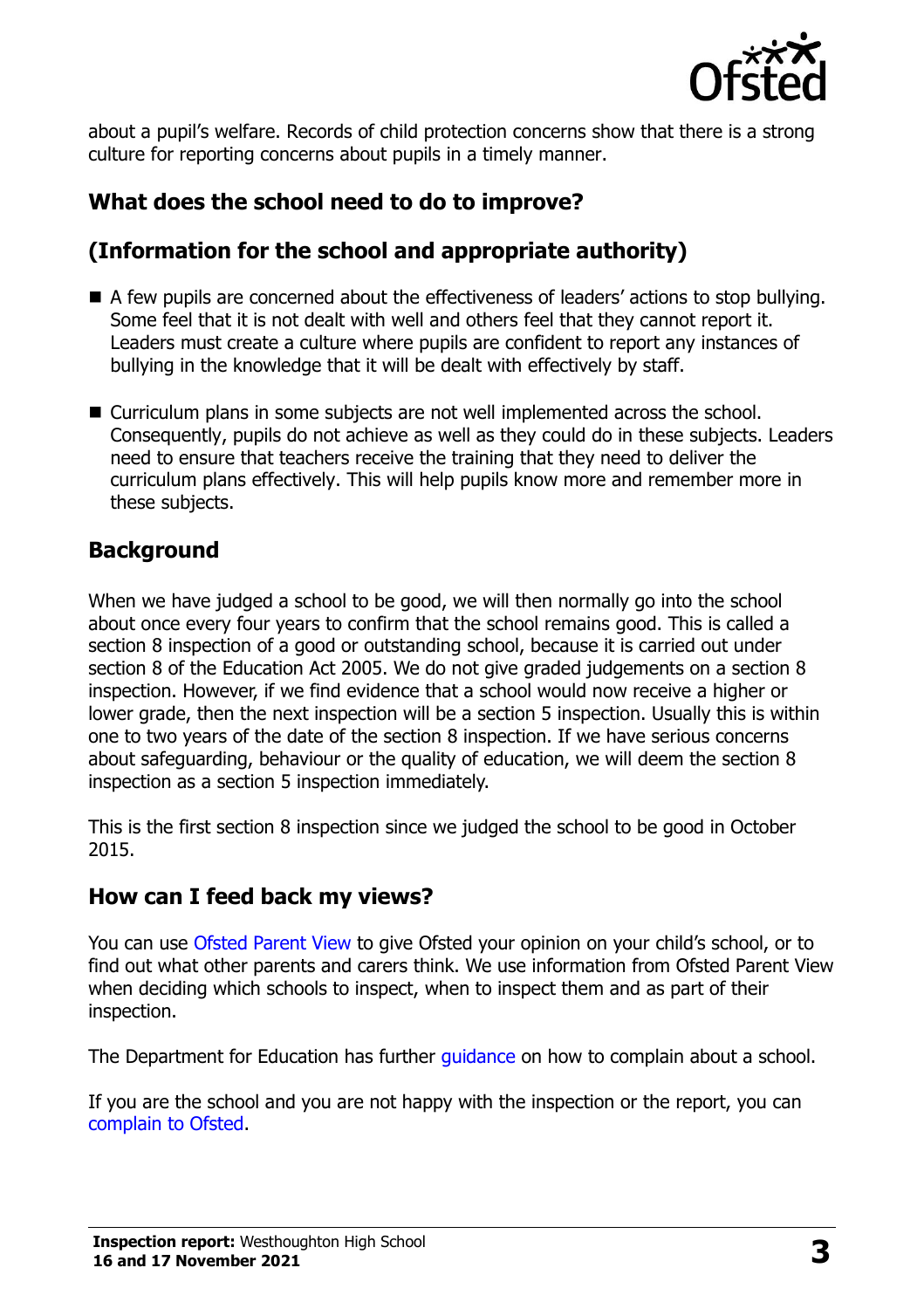about a pupil's welfare. Records of child protection concerns show that there is a strong culture for reporting concerns about pupils in a timely manner.

## What does the school need to do to improve?

## (Information for the school and appropriate authority)

- A few pupils are concerned about the effectiveness of leaders' actions to stop bullying. Some feel that it is not dealt with well and others feel that they cannot report it. Leaders must create a culture where pupils are confident to report any instances of bullying in the knowledge that it will be dealt with effectively by staff.
- Curriculum plans in some subjects are not well implemented across the school. Consequently, pupils do not achieve as well as they could do in these subjects. Leaders need to ensure that teachers receive the training that they need to deliver the curriculum plans effectively. This will help pupils know more and remember more in these subjects.

## Background

When we have judged a school to be good, we will then normally go into the school about once every four years to confirm that the school remains good. This is called a section 8 inspection of a good or outstanding school, because it is carried out under section 8 of the Education Act 2005. We do not give graded judgements on a section 8 inspection. However, if we find evidence that a school would now receive a higher or lower grade, then the next inspection will be a section 5 inspection. Usually this is within one to two years of the date of the section 8 inspection. If we have serious concerns about safeguarding, behaviour or the quality of education, we will deem the section 8 inspection as a section 5 inspection immediately.

This is the first section 8 inspection since we judged the school to be good in October 2015.

## How can I feed back my views?

You can use Ofsted Parent View to give Ofsted your opinion on your child's school, or to find out what other parents and carers think. We use information from Ofsted Parent View when deciding which schools to inspect, when to inspect them and as part of their inspection.

The Department for Education has further guidance on how to complain about a school.

If you are the school and you are not happy with the inspection or the report, you can complain to Ofsted.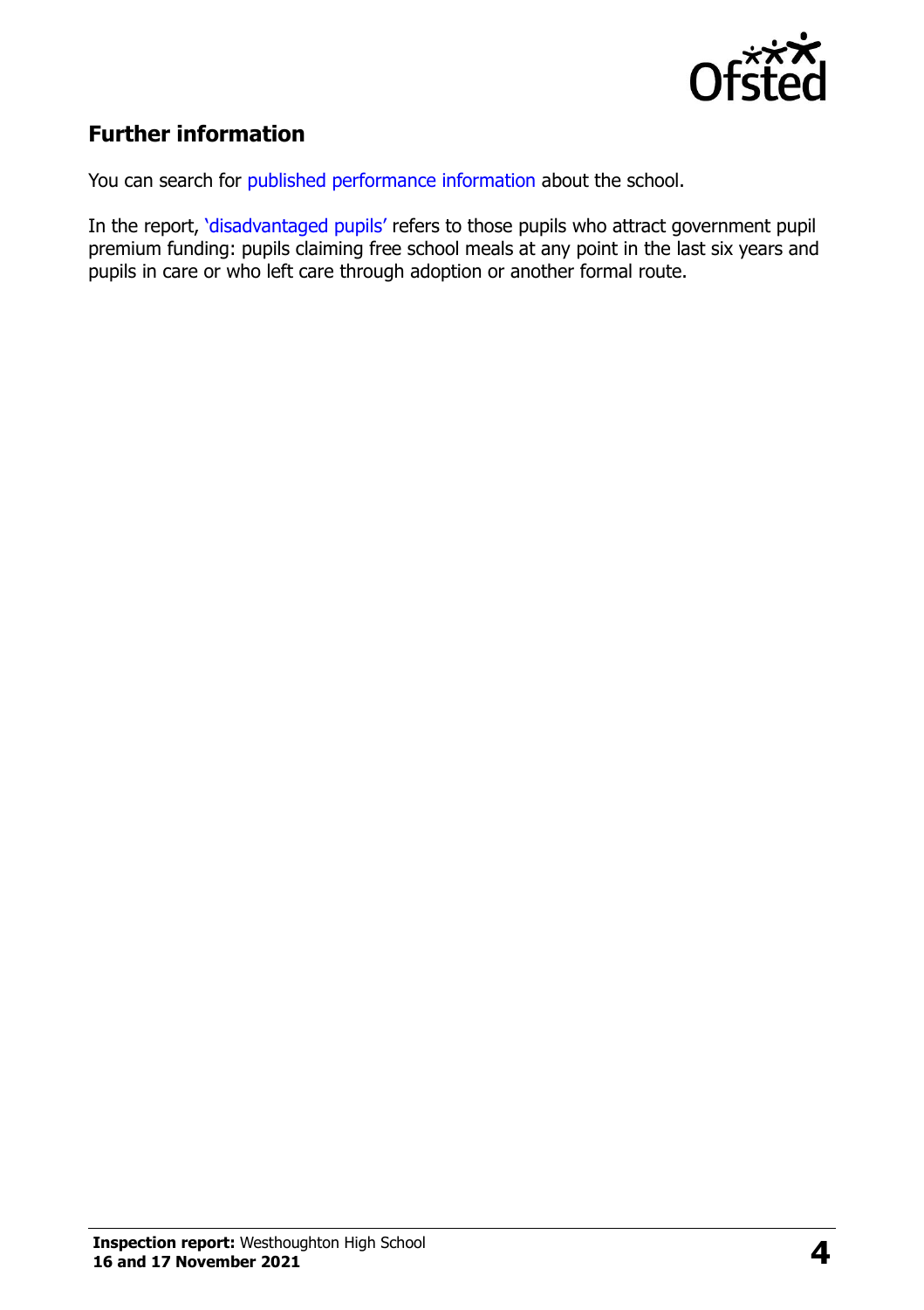## Further information

You can search for published performance information about the school.

In the report, 'disadvantaged pupils' refers to those pupils who attract government pupil premium funding: pupils claiming free school meals at any point in the last six years and pupils in care or who left care through adoption or another formal route.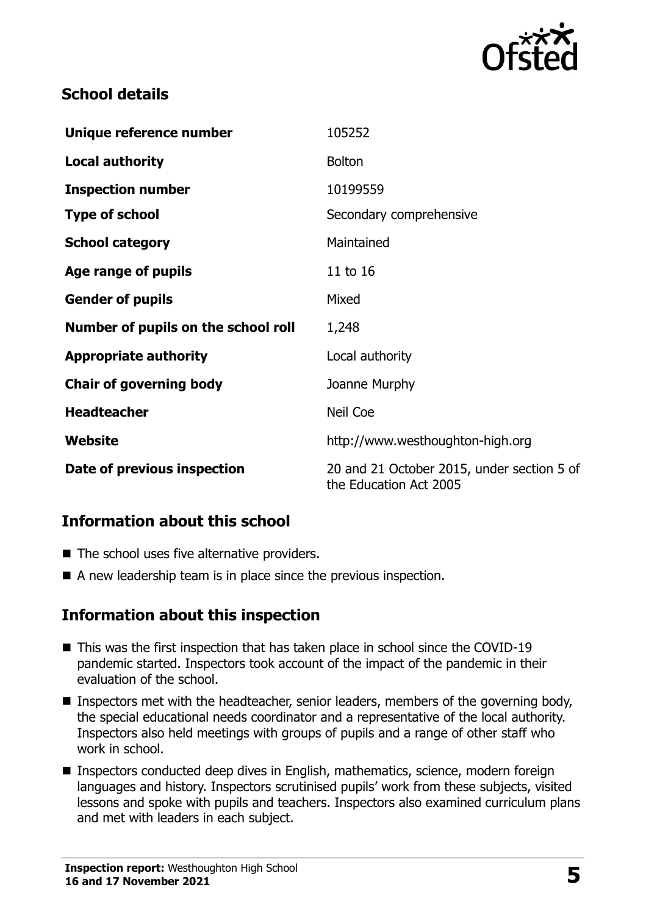## School details

| | |
|---|---|
| **Unique reference number** | 105252 |
| **Local authority** | Bolton |
| **Inspection number** | 10199559 |
| **Type of school** | Secondary comprehensive |
| **School category** | Maintained |
| **Age range of pupils** | 11 to 16 |
| **Gender of pupils** | Mixed |
| **Number of pupils on the school roll** | 1,248 |
| **Appropriate authority** | Local authority |
| **Chair of governing body** | Joanne Murphy |
| **Headteacher** | Neil Coe |
| **Website** | http://www.westhoughton-high.org |
| **Date of previous inspection** | 20 and 21 October 2015, under section 5 of the Education Act 2005 |

## Information about this school

- The school uses five alternative providers.
- A new leadership team is in place since the previous inspection.

## Information about this inspection

- This was the first inspection that has taken place in school since the COVID-19 pandemic started. Inspectors took account of the impact of the pandemic in their evaluation of the school.
- Inspectors met with the headteacher, senior leaders, members of the governing body, the special educational needs coordinator and a representative of the local authority. Inspectors also held meetings with groups of pupils and a range of other staff who work in school.
- Inspectors conducted deep dives in English, mathematics, science, modern foreign languages and history. Inspectors scrutinised pupils' work from these subjects, visited lessons and spoke with pupils and teachers. Inspectors also examined curriculum plans and met with leaders in each subject.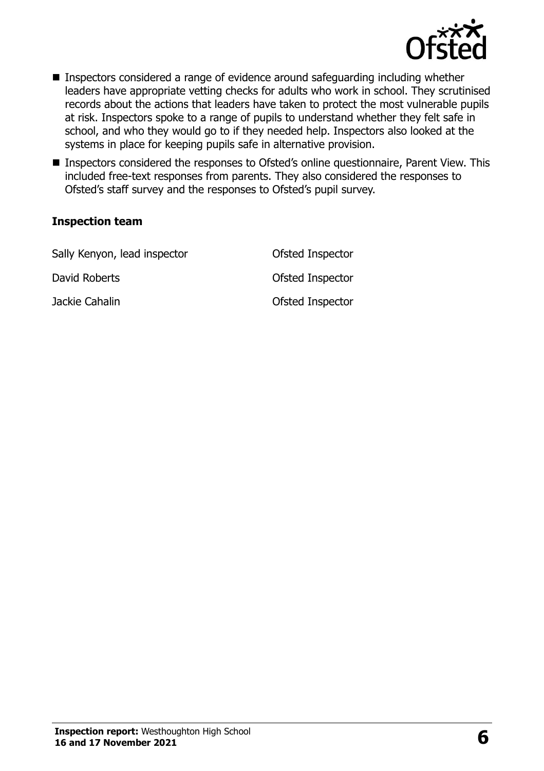- Inspectors considered a range of evidence around safeguarding including whether leaders have appropriate vetting checks for adults who work in school. They scrutinised records about the actions that leaders have taken to protect the most vulnerable pupils at risk. Inspectors spoke to a range of pupils to understand whether they felt safe in school, and who they would go to if they needed help. Inspectors also looked at the systems in place for keeping pupils safe in alternative provision.
- Inspectors considered the responses to Ofsted's online questionnaire, Parent View. This included free-text responses from parents. They also considered the responses to Ofsted's staff survey and the responses to Ofsted's pupil survey.

### Inspection team

| | |
|---|---|
| Sally Kenyon, lead inspector | Ofsted Inspector |
| David Roberts | Ofsted Inspector |
| Jackie Cahalin | Ofsted Inspector |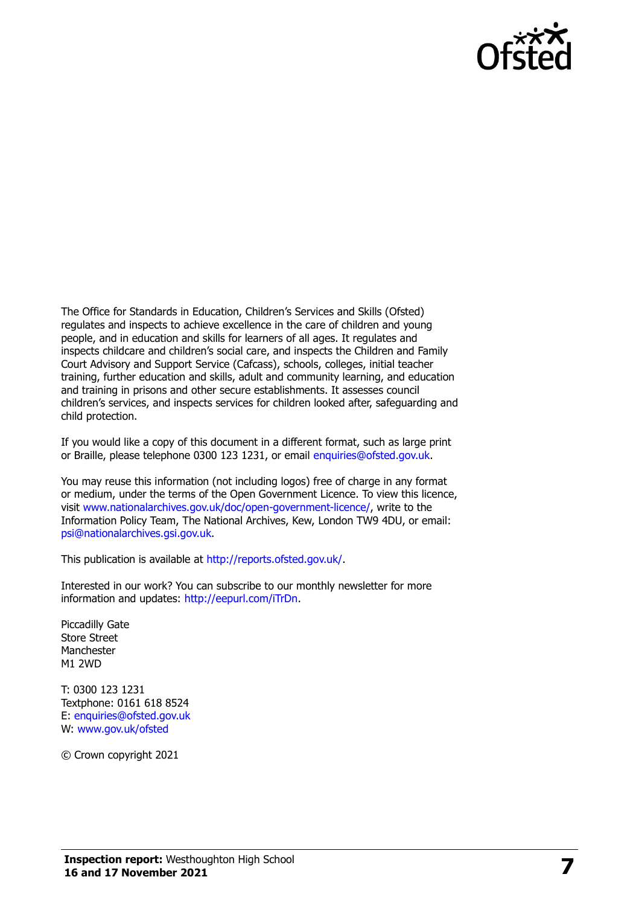The Office for Standards in Education, Children's Services and Skills (Ofsted) regulates and inspects to achieve excellence in the care of children and young people, and in education and skills for learners of all ages. It regulates and inspects childcare and children's social care, and inspects the Children and Family Court Advisory and Support Service (Cafcass), schools, colleges, initial teacher training, further education and skills, adult and community learning, and education and training in prisons and other secure establishments. It assesses council children's services, and inspects services for children looked after, safeguarding and child protection.

If you would like a copy of this document in a different format, such as large print or Braille, please telephone 0300 123 1231, or email enquiries@ofsted.gov.uk.

You may reuse this information (not including logos) free of charge in any format or medium, under the terms of the Open Government Licence. To view this licence, visit www.nationalarchives.gov.uk/doc/open-government-licence/, write to the Information Policy Team, The National Archives, Kew, London TW9 4DU, or email: psi@nationalarchives.gsi.gov.uk.

This publication is available at http://reports.ofsted.gov.uk/.

Interested in our work? You can subscribe to our monthly newsletter for more information and updates: http://eepurl.com/iTrDn.

Piccadilly Gate  
Store Street  
Manchester  
M1 2WD

T: 0300 123 1231  
Textphone: 0161 618 8524  
E: enquiries@ofsted.gov.uk  
W: www.gov.uk/ofsted

© Crown copyright 2021